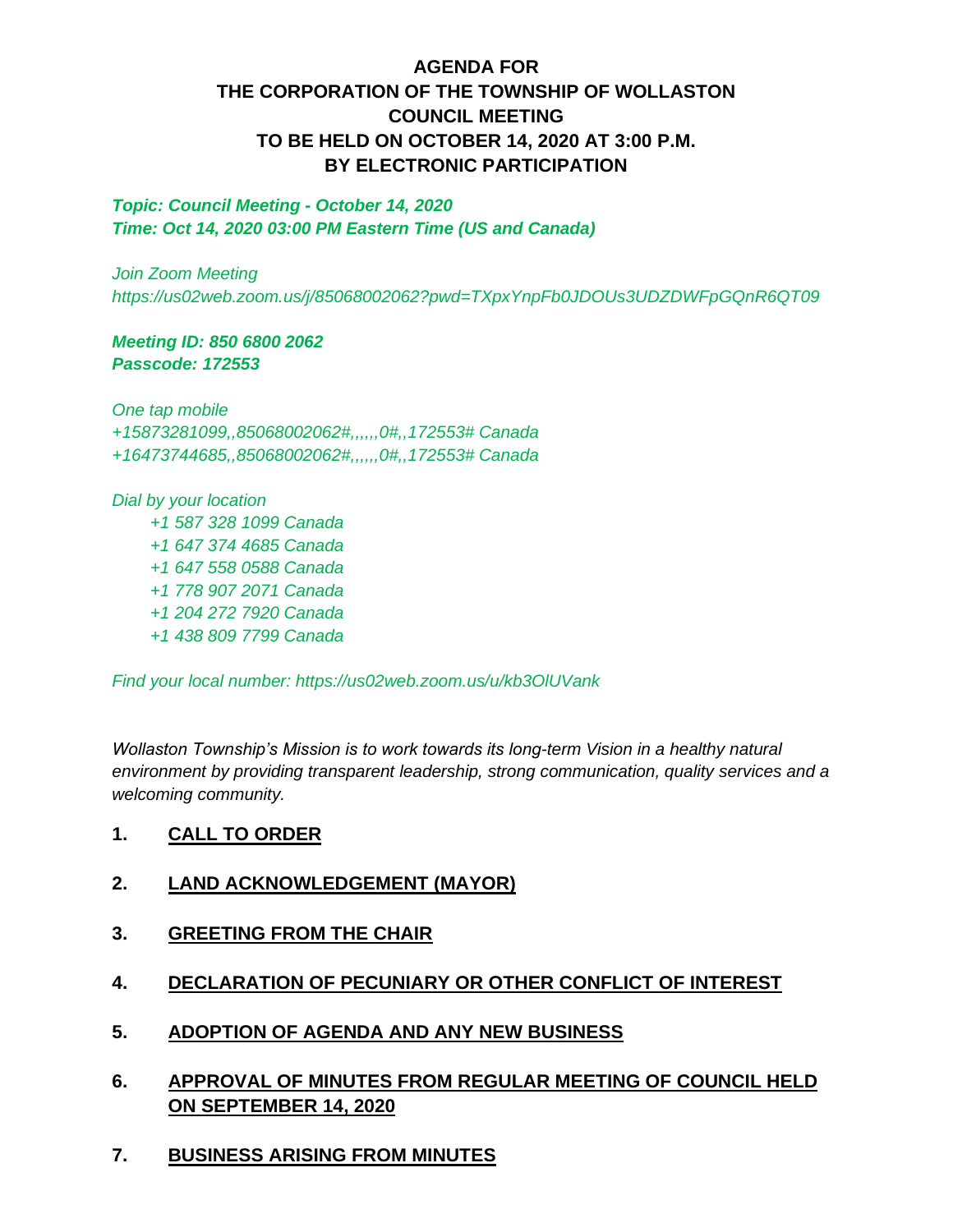# AGENDA FOR
# THE CORPORATION OF THE TOWNSHIP OF WOLLASTON
# COUNCIL MEETING
# TO BE HELD ON OCTOBER 14, 2020 AT 3:00 P.M.
# BY ELECTRONIC PARTICIPATION

***Topic: Council Meeting - October 14, 2020***
***Time: Oct 14, 2020 03:00 PM Eastern Time (US and Canada)***

*Join Zoom Meeting*
*https://us02web.zoom.us/j/85068002062?pwd=TXpxYnpFb0JDOUs3UDZDWFpGQnR6QT09*

***Meeting ID: 850 6800 2062***
***Passcode: 172553***

*One tap mobile*
*+15873281099,,85068002062#,,,,,,0#,,172553# Canada*
*+16473744685,,85068002062#,,,,,,0#,,172553# Canada*

*Dial by your location*
*+1 587 328 1099 Canada*
*+1 647 374 4685 Canada*
*+1 647 558 0588 Canada*
*+1 778 907 2071 Canada*
*+1 204 272 7920 Canada*
*+1 438 809 7799 Canada*

*Find your local number: https://us02web.zoom.us/u/kb3OlUVank*

*Wollaston Township's Mission is to work towards its long-term Vision in a healthy natural environment by providing transparent leadership, strong communication, quality services and a welcoming community.*

1. **CALL TO ORDER**

2. **LAND ACKNOWLEDGEMENT (MAYOR)**

3. **GREETING FROM THE CHAIR**

4. **DECLARATION OF PECUNIARY OR OTHER CONFLICT OF INTEREST**

5. **ADOPTION OF AGENDA AND ANY NEW BUSINESS**

6. **APPROVAL OF MINUTES FROM REGULAR MEETING OF COUNCIL HELD ON SEPTEMBER 14, 2020**

7. **BUSINESS ARISING FROM MINUTES**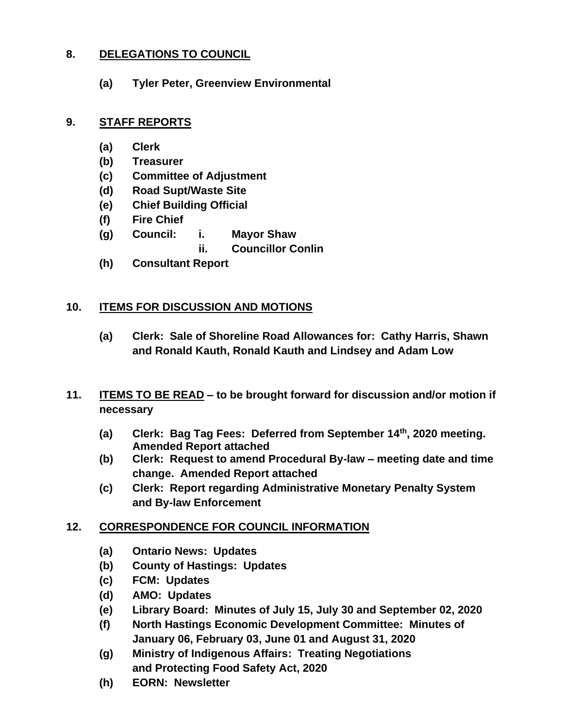## 8. DELEGATIONS TO COUNCIL

**(a) Tyler Peter, Greenview Environmental**

## 9. STAFF REPORTS

**(a) Clerk**
**(b) Treasurer**
**(c) Committee of Adjustment**
**(d) Road Supt/Waste Site**
**(e) Chief Building Official**
**(f) Fire Chief**
**(g) Council: i. Mayor Shaw**
**ii. Councillor Conlin**
**(h) Consultant Report**

## 10. ITEMS FOR DISCUSSION AND MOTIONS

**(a) Clerk: Sale of Shoreline Road Allowances for: Cathy Harris, Shawn and Ronald Kauth, Ronald Kauth and Lindsey and Adam Low**

## 11. ITEMS TO BE READ – to be brought forward for discussion and/or motion if necessary

**(a) Clerk: Bag Tag Fees: Deferred from September 14th, 2020 meeting. Amended Report attached**
**(b) Clerk: Request to amend Procedural By-law – meeting date and time change. Amended Report attached**
**(c) Clerk: Report regarding Administrative Monetary Penalty System and By-law Enforcement**

## 12. CORRESPONDENCE FOR COUNCIL INFORMATION

**(a) Ontario News: Updates**
**(b) County of Hastings: Updates**
**(c) FCM: Updates**
**(d) AMO: Updates**
**(e) Library Board: Minutes of July 15, July 30 and September 02, 2020**
**(f) North Hastings Economic Development Committee: Minutes of January 06, February 03, June 01 and August 31, 2020**
**(g) Ministry of Indigenous Affairs: Treating Negotiations and Protecting Food Safety Act, 2020**
**(h) EORN: Newsletter**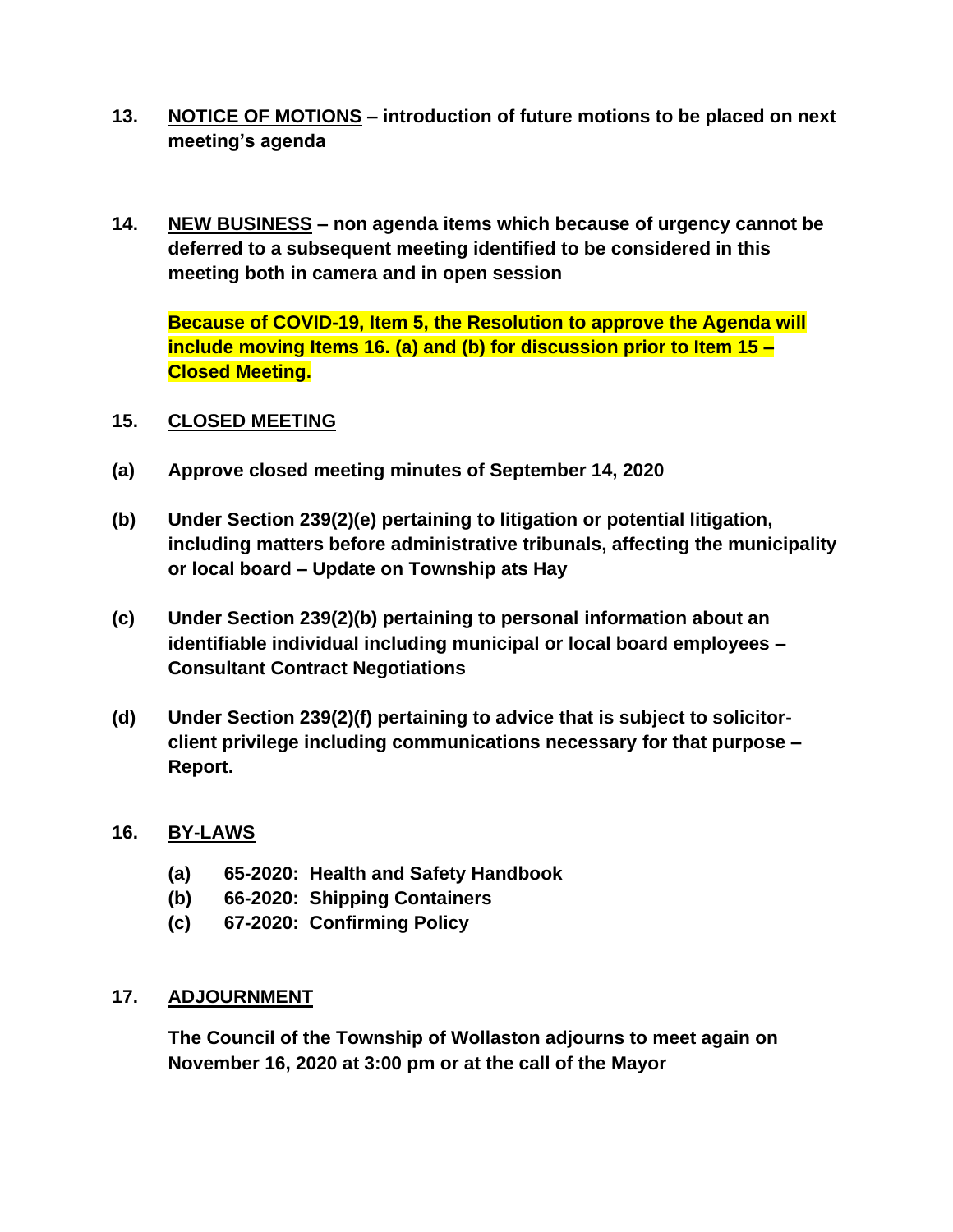**13. NOTICE OF MOTIONS – introduction of future motions to be placed on next meeting's agenda**

**14. NEW BUSINESS – non agenda items which because of urgency cannot be deferred to a subsequent meeting identified to be considered in this meeting both in camera and in open session**

**Because of COVID-19, Item 5, the Resolution to approve the Agenda will include moving Items 16. (a) and (b) for discussion prior to Item 15 – Closed Meeting.**

**15. CLOSED MEETING**

**(a) Approve closed meeting minutes of September 14, 2020**

**(b) Under Section 239(2)(e) pertaining to litigation or potential litigation, including matters before administrative tribunals, affecting the municipality or local board – Update on Township ats Hay**

**(c) Under Section 239(2)(b) pertaining to personal information about an identifiable individual including municipal or local board employees – Consultant Contract Negotiations**

**(d) Under Section 239(2)(f) pertaining to advice that is subject to solicitor-client privilege including communications necessary for that purpose – Report.**

**16. BY-LAWS**

- **(a) 65-2020: Health and Safety Handbook**
- **(b) 66-2020: Shipping Containers**
- **(c) 67-2020: Confirming Policy**

**17. ADJOURNMENT**

**The Council of the Township of Wollaston adjourns to meet again on November 16, 2020 at 3:00 pm or at the call of the Mayor**